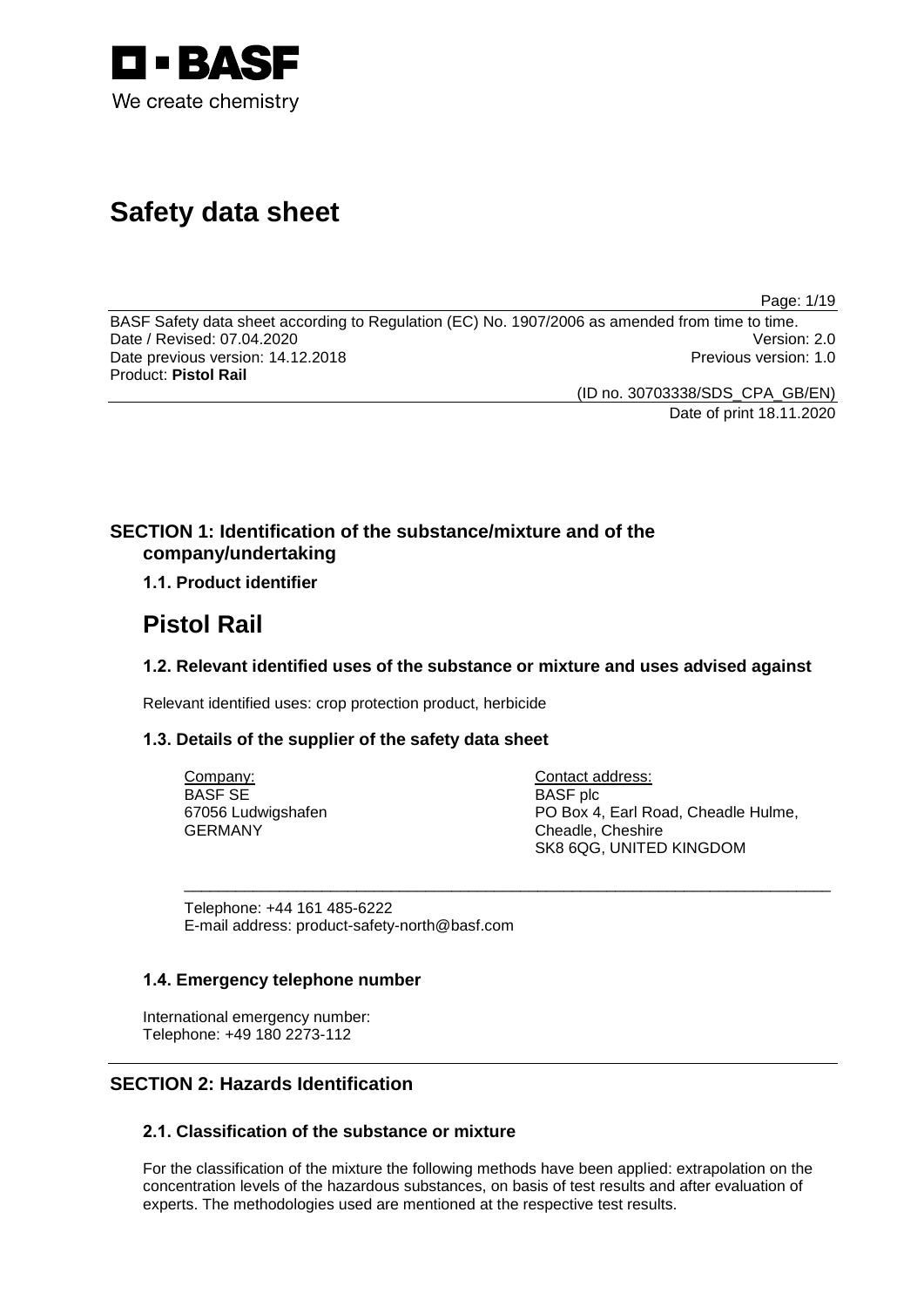BASF

We create chemistry

# Safety data sheet

BASF Safety data sheet according to Regulation (EC) No. 1907/2006 as amended from time to time.
Date / Revised: 07.04.2020 Version: 2.0
Date previous version: 14.12.2018 Previous version: 1.0
Product: **Pistol Rail**

(ID no. 30703338/SDS_CPA_GB/EN)
Date of print 18.11.2020

## SECTION 1: Identification of the substance/mixture and of the company/undertaking

### 1.1. Product identifier

# Pistol Rail

### 1.2. Relevant identified uses of the substance or mixture and uses advised against

Relevant identified uses: crop protection product, herbicide

### 1.3. Details of the supplier of the safety data sheet

Company:
BASF SE
67056 Ludwigshafen
GERMANY

Contact address:
BASF plc
PO Box 4, Earl Road, Cheadle Hulme,
Cheadle, Cheshire
SK8 6QG, UNITED KINGDOM

Telephone: +44 161 485-6222
E-mail address: product-safety-north@basf.com

### 1.4. Emergency telephone number

International emergency number:
Telephone: +49 180 2273-112

## SECTION 2: Hazards Identification

### 2.1. Classification of the substance or mixture

For the classification of the mixture the following methods have been applied: extrapolation on the concentration levels of the hazardous substances, on basis of test results and after evaluation of experts. The methodologies used are mentioned at the respective test results.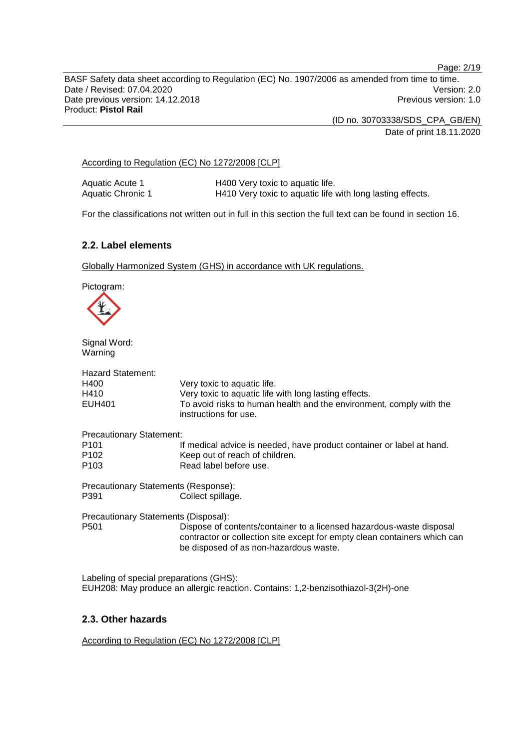According to Regulation (EC) No 1272/2008 [CLP]

| | |
|---|---|
| Aquatic Acute 1 | H400 Very toxic to aquatic life. |
| Aquatic Chronic 1 | H410 Very toxic to aquatic life with long lasting effects. |

For the classifications not written out in full in this section the full text can be found in section 16.

## 2.2. Label elements

Globally Harmonized System (GHS) in accordance with UK regulations.

Pictogram:

Signal Word:
Warning

Hazard Statement:

| | |
|---|---|
| H400 | Very toxic to aquatic life. |
| H410 | Very toxic to aquatic life with long lasting effects. |
| EUH401 | To avoid risks to human health and the environment, comply with the instructions for use. |

Precautionary Statement:

| | |
|---|---|
| P101 | If medical advice is needed, have product container or label at hand. |
| P102 | Keep out of reach of children. |
| P103 | Read label before use. |

Precautionary Statements (Response):

| | |
|---|---|
| P391 | Collect spillage. |

Precautionary Statements (Disposal):

| | |
|---|---|
| P501 | Dispose of contents/container to a licensed hazardous-waste disposal contractor or collection site except for empty clean containers which can be disposed of as non-hazardous waste. |

Labeling of special preparations (GHS):
EUH208: May produce an allergic reaction. Contains: 1,2-benzisothiazol-3(2H)-one

## 2.3. Other hazards

According to Regulation (EC) No 1272/2008 [CLP]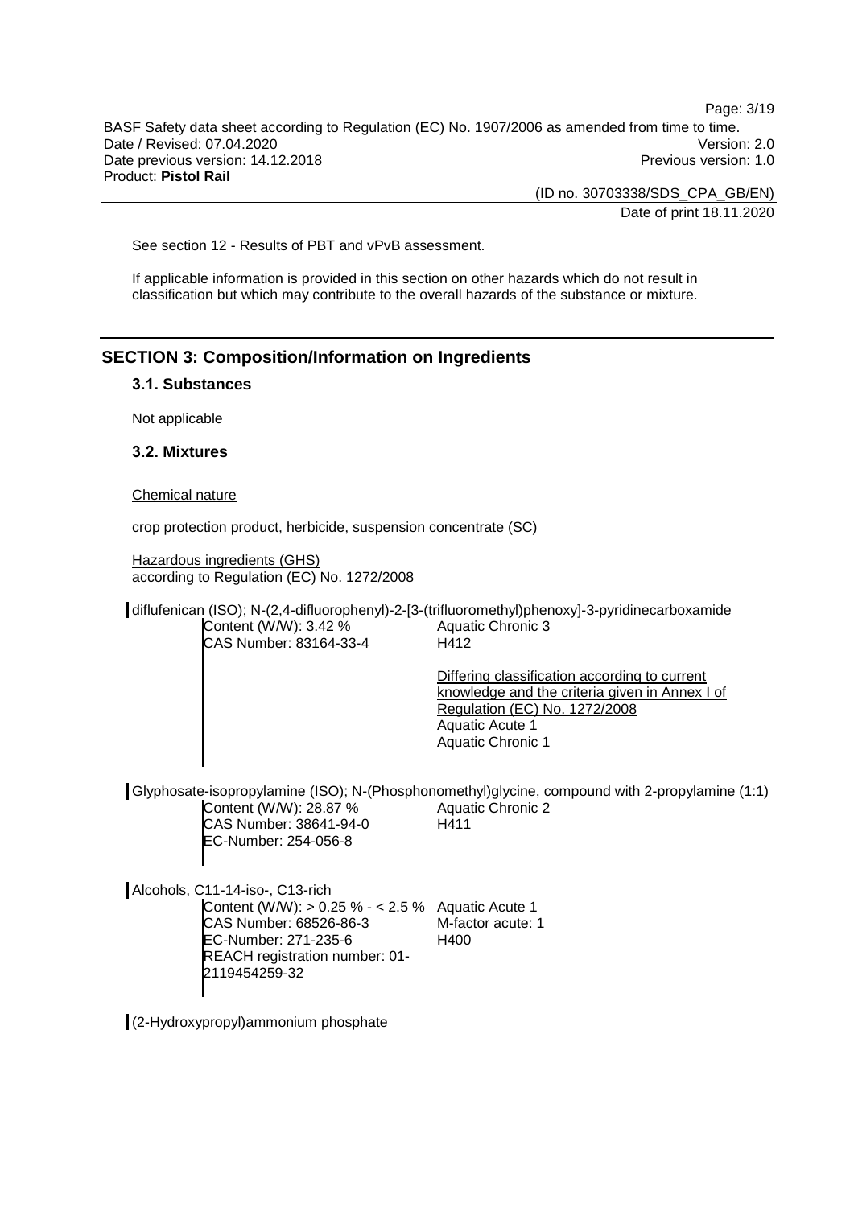See section 12 - Results of PBT and vPvB assessment.

If applicable information is provided in this section on other hazards which do not result in classification but which may contribute to the overall hazards of the substance or mixture.

## SECTION 3: Composition/Information on Ingredients

### 3.1. Substances

Not applicable

### 3.2. Mixtures

Chemical nature

crop protection product, herbicide, suspension concentrate (SC)

Hazardous ingredients (GHS)
according to Regulation (EC) No. 1272/2008

diflufenican (ISO); N-(2,4-difluorophenyl)-2-[3-(trifluoromethyl)phenoxy]-3-pyridinecarboxamide

Content (W/W): 3.42 %
CAS Number: 83164-33-4

Aquatic Chronic 3
H412

Differing classification according to current knowledge and the criteria given in Annex I of Regulation (EC) No. 1272/2008
Aquatic Acute 1
Aquatic Chronic 1

Glyphosate-isopropylamine (ISO); N-(Phosphonomethyl)glycine, compound with 2-propylamine (1:1)

Content (W/W): 28.87 %
CAS Number: 38641-94-0
EC-Number: 254-056-8

Aquatic Chronic 2
H411

Alcohols, C11-14-iso-, C13-rich

Content (W/W): > 0.25 % - < 2.5 %
CAS Number: 68526-86-3
EC-Number: 271-235-6
REACH registration number: 01-2119454259-32

Aquatic Acute 1
M-factor acute: 1
H400

(2-Hydroxypropyl)ammonium phosphate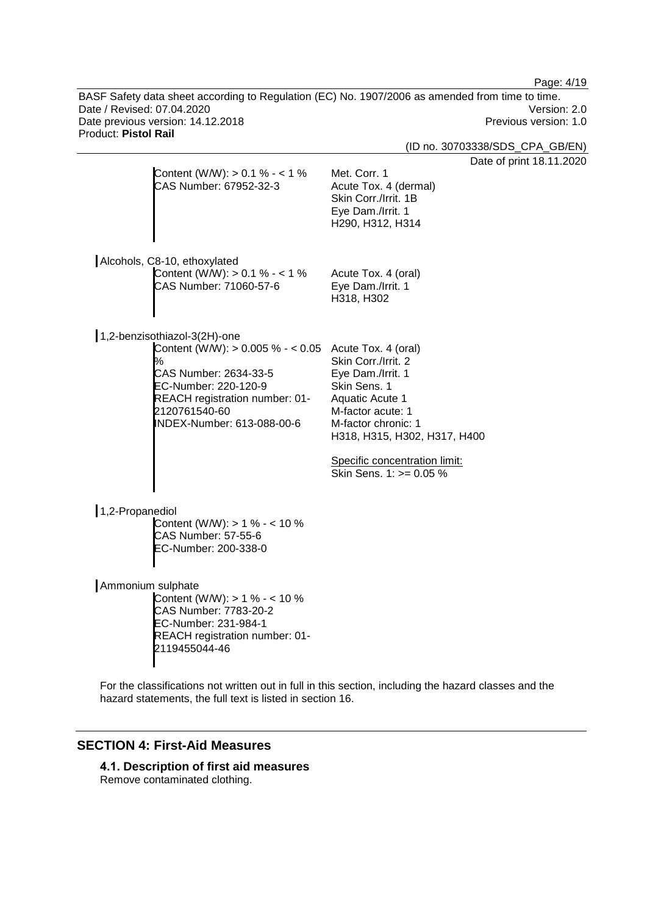Content (W/W): > 0.1 % - < 1 %
CAS Number: 67952-32-3

Met. Corr. 1
Acute Tox. 4 (dermal)
Skin Corr./Irrit. 1B
Eye Dam./Irrit. 1
H290, H312, H314

Alcohols, C8-10, ethoxylated

Content (W/W): > 0.1 % - < 1 %
CAS Number: 71060-57-6

Acute Tox. 4 (oral)
Eye Dam./Irrit. 1
H318, H302

1,2-benzisothiazol-3(2H)-one

Content (W/W): > 0.005 % - < 0.05 %
CAS Number: 2634-33-5
EC-Number: 220-120-9
REACH registration number: 01-2120761540-60
INDEX-Number: 613-088-00-6

Acute Tox. 4 (oral)
Skin Corr./Irrit. 2
Eye Dam./Irrit. 1
Skin Sens. 1
Aquatic Acute 1
M-factor acute: 1
M-factor chronic: 1
H318, H315, H302, H317, H400

Specific concentration limit:
Skin Sens. 1: >= 0.05 %

1,2-Propanediol

Content (W/W): > 1 % - < 10 %
CAS Number: 57-55-6
EC-Number: 200-338-0

Ammonium sulphate

Content (W/W): > 1 % - < 10 %
CAS Number: 7783-20-2
EC-Number: 231-984-1
REACH registration number: 01-2119455044-46

For the classifications not written out in full in this section, including the hazard classes and the hazard statements, the full text is listed in section 16.

## SECTION 4: First-Aid Measures

### 4.1. Description of first aid measures

Remove contaminated clothing.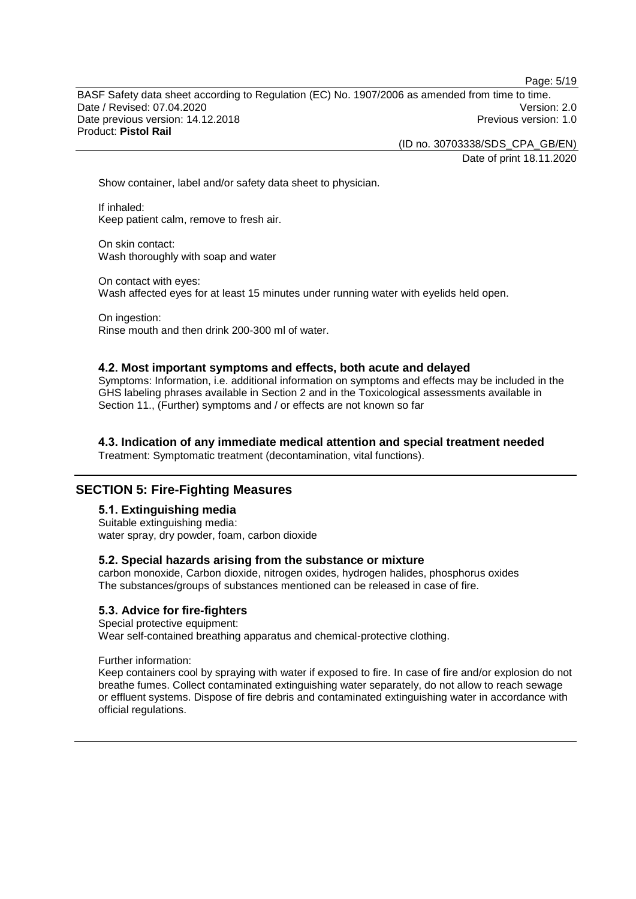Show container, label and/or safety data sheet to physician.

If inhaled:
Keep patient calm, remove to fresh air.

On skin contact:
Wash thoroughly with soap and water

On contact with eyes:
Wash affected eyes for at least 15 minutes under running water with eyelids held open.

On ingestion:
Rinse mouth and then drink 200-300 ml of water.

### 4.2. Most important symptoms and effects, both acute and delayed

Symptoms: Information, i.e. additional information on symptoms and effects may be included in the GHS labeling phrases available in Section 2 and in the Toxicological assessments available in Section 11., (Further) symptoms and / or effects are not known so far

### 4.3. Indication of any immediate medical attention and special treatment needed

Treatment: Symptomatic treatment (decontamination, vital functions).

## SECTION 5: Fire-Fighting Measures

### 5.1. Extinguishing media

Suitable extinguishing media:
water spray, dry powder, foam, carbon dioxide

### 5.2. Special hazards arising from the substance or mixture

carbon monoxide, Carbon dioxide, nitrogen oxides, hydrogen halides, phosphorus oxides
The substances/groups of substances mentioned can be released in case of fire.

### 5.3. Advice for fire-fighters

Special protective equipment:
Wear self-contained breathing apparatus and chemical-protective clothing.

Further information:
Keep containers cool by spraying with water if exposed to fire. In case of fire and/or explosion do not breathe fumes. Collect contaminated extinguishing water separately, do not allow to reach sewage or effluent systems. Dispose of fire debris and contaminated extinguishing water in accordance with official regulations.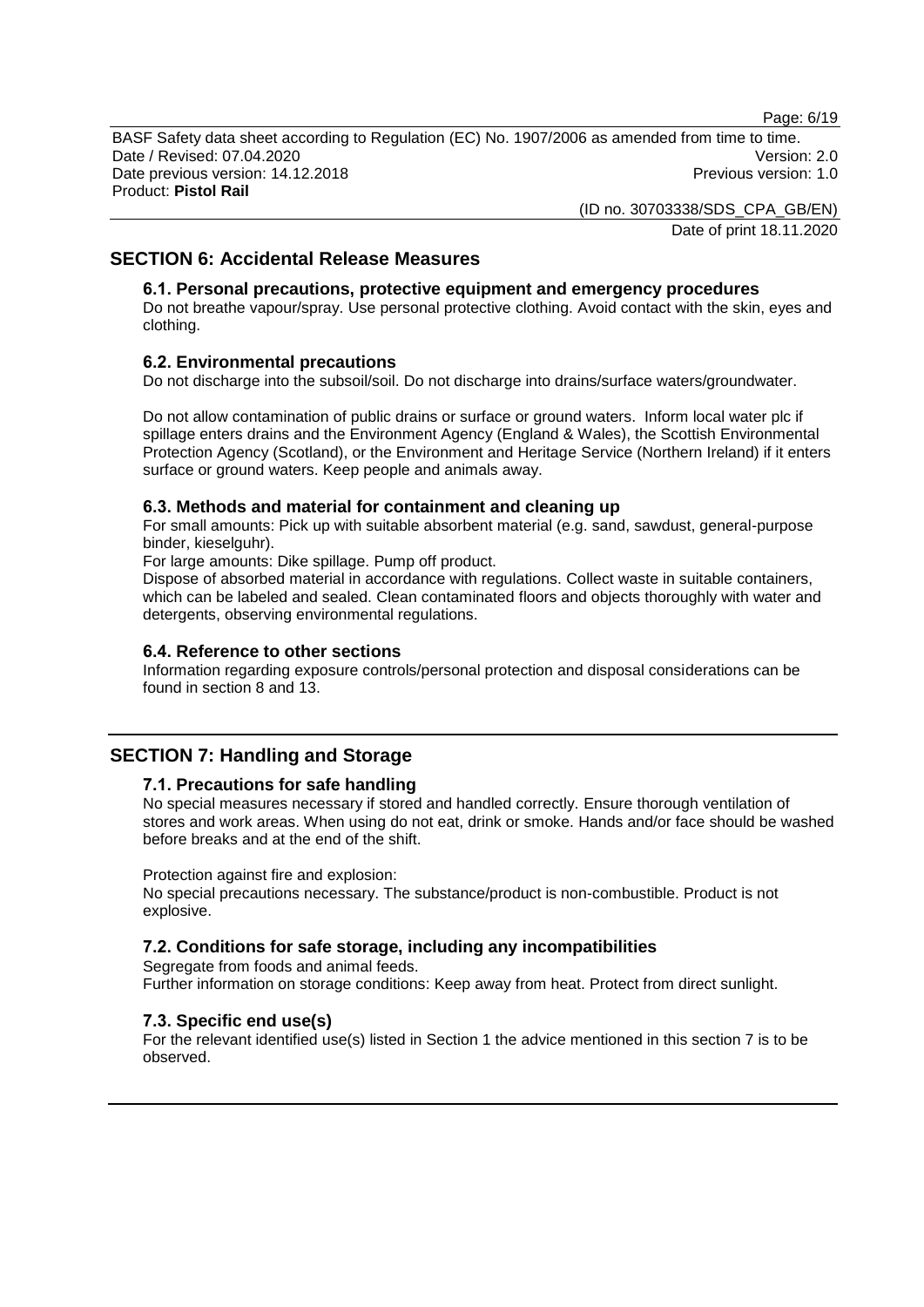## SECTION 6: Accidental Release Measures

### 6.1. Personal precautions, protective equipment and emergency procedures

Do not breathe vapour/spray. Use personal protective clothing. Avoid contact with the skin, eyes and clothing.

### 6.2. Environmental precautions

Do not discharge into the subsoil/soil. Do not discharge into drains/surface waters/groundwater.

Do not allow contamination of public drains or surface or ground waters. Inform local water plc if spillage enters drains and the Environment Agency (England & Wales), the Scottish Environmental Protection Agency (Scotland), or the Environment and Heritage Service (Northern Ireland) if it enters surface or ground waters. Keep people and animals away.

### 6.3. Methods and material for containment and cleaning up

For small amounts: Pick up with suitable absorbent material (e.g. sand, sawdust, general-purpose binder, kieselguhr).

For large amounts: Dike spillage. Pump off product.

Dispose of absorbed material in accordance with regulations. Collect waste in suitable containers, which can be labeled and sealed. Clean contaminated floors and objects thoroughly with water and detergents, observing environmental regulations.

### 6.4. Reference to other sections

Information regarding exposure controls/personal protection and disposal considerations can be found in section 8 and 13.

## SECTION 7: Handling and Storage

### 7.1. Precautions for safe handling

No special measures necessary if stored and handled correctly. Ensure thorough ventilation of stores and work areas. When using do not eat, drink or smoke. Hands and/or face should be washed before breaks and at the end of the shift.

Protection against fire and explosion:

No special precautions necessary. The substance/product is non-combustible. Product is not explosive.

### 7.2. Conditions for safe storage, including any incompatibilities

Segregate from foods and animal feeds.

Further information on storage conditions: Keep away from heat. Protect from direct sunlight.

### 7.3. Specific end use(s)

For the relevant identified use(s) listed in Section 1 the advice mentioned in this section 7 is to be observed.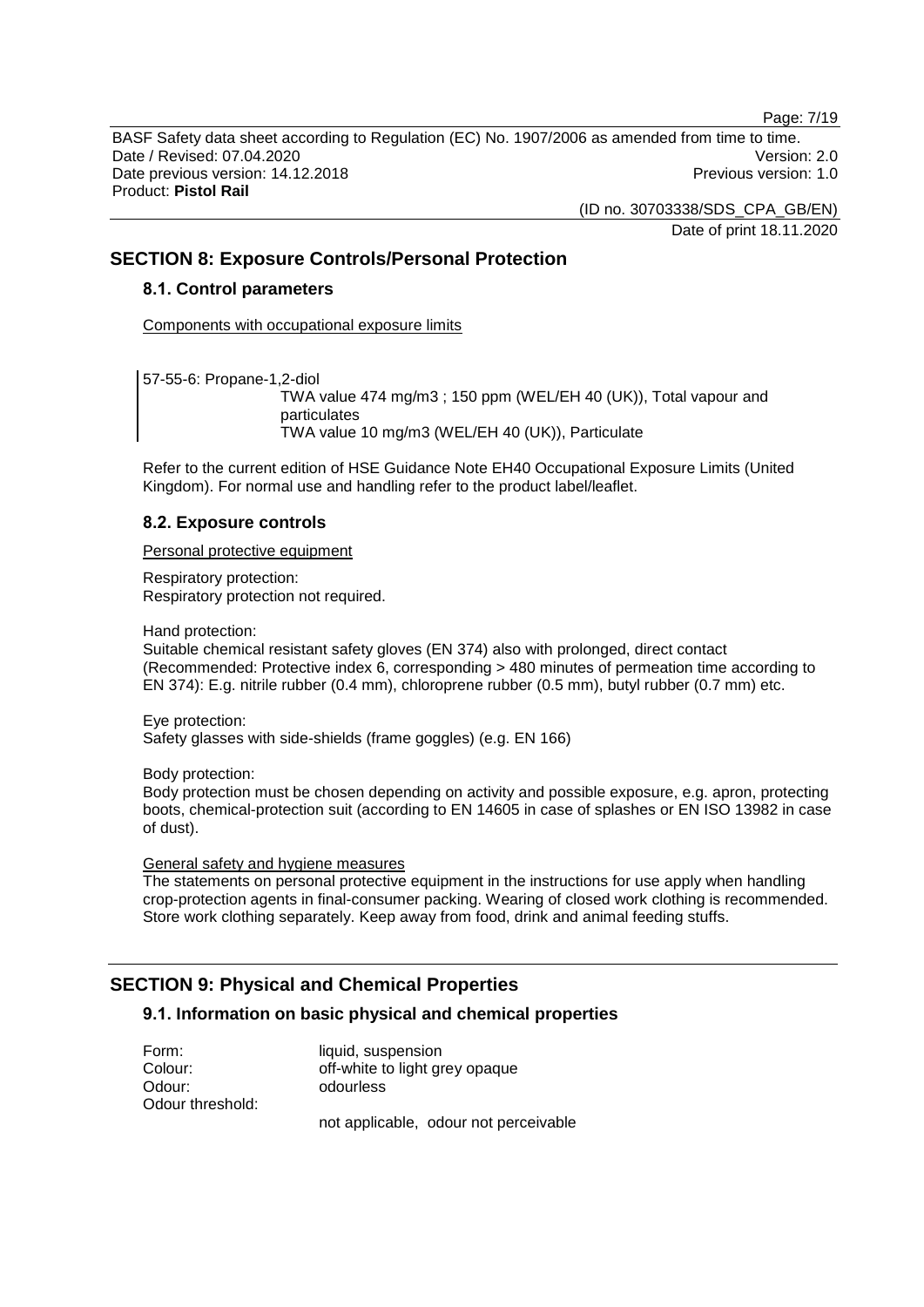## SECTION 8: Exposure Controls/Personal Protection

### 8.1. Control parameters

Components with occupational exposure limits

57-55-6: Propane-1,2-diol
TWA value 474 mg/m3 ; 150 ppm (WEL/EH 40 (UK)), Total vapour and particulates
TWA value 10 mg/m3 (WEL/EH 40 (UK)), Particulate

Refer to the current edition of HSE Guidance Note EH40 Occupational Exposure Limits (United Kingdom). For normal use and handling refer to the product label/leaflet.

### 8.2. Exposure controls

Personal protective equipment

Respiratory protection:
Respiratory protection not required.

Hand protection:
Suitable chemical resistant safety gloves (EN 374) also with prolonged, direct contact (Recommended: Protective index 6, corresponding > 480 minutes of permeation time according to EN 374): E.g. nitrile rubber (0.4 mm), chloroprene rubber (0.5 mm), butyl rubber (0.7 mm) etc.

Eye protection:
Safety glasses with side-shields (frame goggles) (e.g. EN 166)

Body protection:
Body protection must be chosen depending on activity and possible exposure, e.g. apron, protecting boots, chemical-protection suit (according to EN 14605 in case of splashes or EN ISO 13982 in case of dust).

General safety and hygiene measures
The statements on personal protective equipment in the instructions for use apply when handling crop-protection agents in final-consumer packing. Wearing of closed work clothing is recommended. Store work clothing separately. Keep away from food, drink and animal feeding stuffs.

## SECTION 9: Physical and Chemical Properties

### 9.1. Information on basic physical and chemical properties

| | |
|---|---|
| Form: | liquid, suspension |
| Colour: | off-white to light grey opaque |
| Odour: | odourless |
| Odour threshold: | not applicable, odour not perceivable |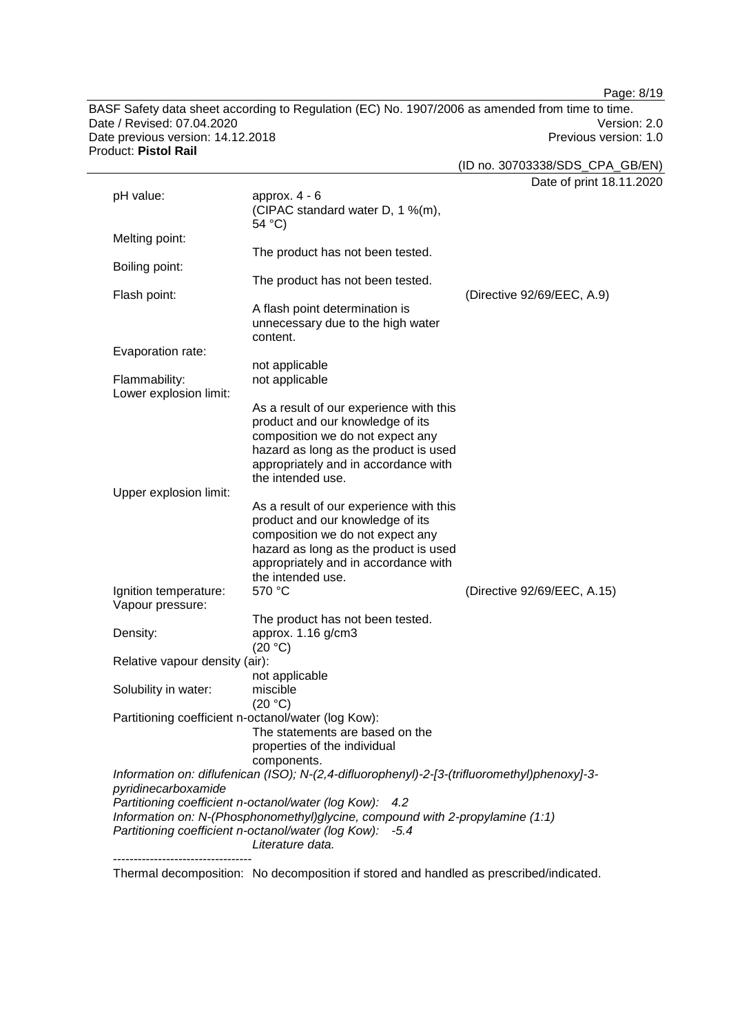| | | |
|---|---|---|
| pH value: | approx. 4 - 6<br>(CIPAC standard water D, 1 %(m), 54 °C) | |
| Melting point: | The product has not been tested. | |
| Boiling point: | The product has not been tested. | |
| Flash point: | A flash point determination is unnecessary due to the high water content. | (Directive 92/69/EEC, A.9) |
| Evaporation rate: | not applicable | |
| Flammability: | not applicable | |
| Lower explosion limit: | As a result of our experience with this product and our knowledge of its composition we do not expect any hazard as long as the product is used appropriately and in accordance with the intended use. | |
| Upper explosion limit: | As a result of our experience with this product and our knowledge of its composition we do not expect any hazard as long as the product is used appropriately and in accordance with the intended use. | |
| Ignition temperature: | 570 °C | (Directive 92/69/EEC, A.15) |
| Vapour pressure: | The product has not been tested. | |
| Density: | approx. 1.16 g/cm3<br>(20 °C) | |
| Relative vapour density (air): | not applicable | |
| Solubility in water: | miscible<br>(20 °C) | |

Partitioning coefficient n-octanol/water (log Kow):
The statements are based on the properties of the individual components.

*Information on: diflufenican (ISO); N-(2,4-difluorophenyl)-2-[3-(trifluoromethyl)phenoxy]-3-pyridinecarboxamide*
*Partitioning coefficient n-octanol/water (log Kow): 4.2*
*Information on: N-(Phosphonomethyl)glycine, compound with 2-propylamine (1:1)*
*Partitioning coefficient n-octanol/water (log Kow): -5.4*
*Literature data.*

----------------------------------

Thermal decomposition: No decomposition if stored and handled as prescribed/indicated.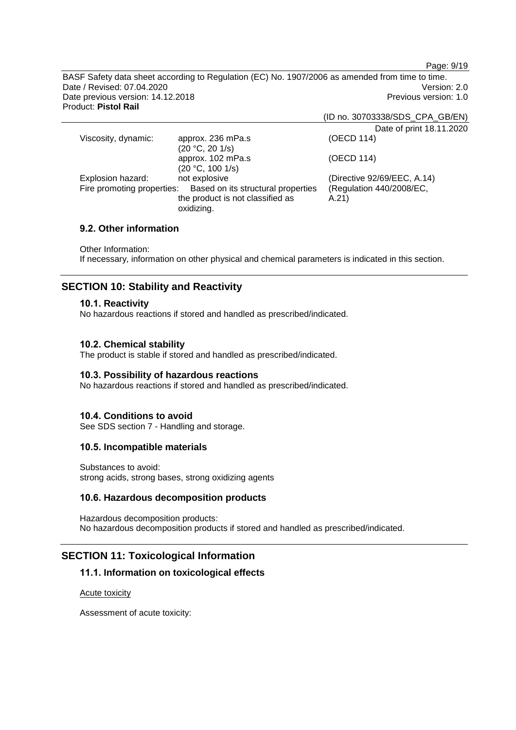| | | |
|---|---|---|
| Viscosity, dynamic: | approx. 236 mPa.s (20 °C, 20 1/s) | (OECD 114) |
| | approx. 102 mPa.s (20 °C, 100 1/s) | (OECD 114) |
| Explosion hazard: | not explosive | (Directive 92/69/EEC, A.14) |
| Fire promoting properties: | Based on its structural properties the product is not classified as oxidizing. | (Regulation 440/2008/EC, A.21) |

### 9.2. Other information

Other Information:
If necessary, information on other physical and chemical parameters is indicated in this section.

## SECTION 10: Stability and Reactivity

### 10.1. Reactivity

No hazardous reactions if stored and handled as prescribed/indicated.

### 10.2. Chemical stability

The product is stable if stored and handled as prescribed/indicated.

### 10.3. Possibility of hazardous reactions

No hazardous reactions if stored and handled as prescribed/indicated.

### 10.4. Conditions to avoid

See SDS section 7 - Handling and storage.

### 10.5. Incompatible materials

Substances to avoid:
strong acids, strong bases, strong oxidizing agents

### 10.6. Hazardous decomposition products

Hazardous decomposition products:
No hazardous decomposition products if stored and handled as prescribed/indicated.

## SECTION 11: Toxicological Information

### 11.1. Information on toxicological effects

Acute toxicity

Assessment of acute toxicity: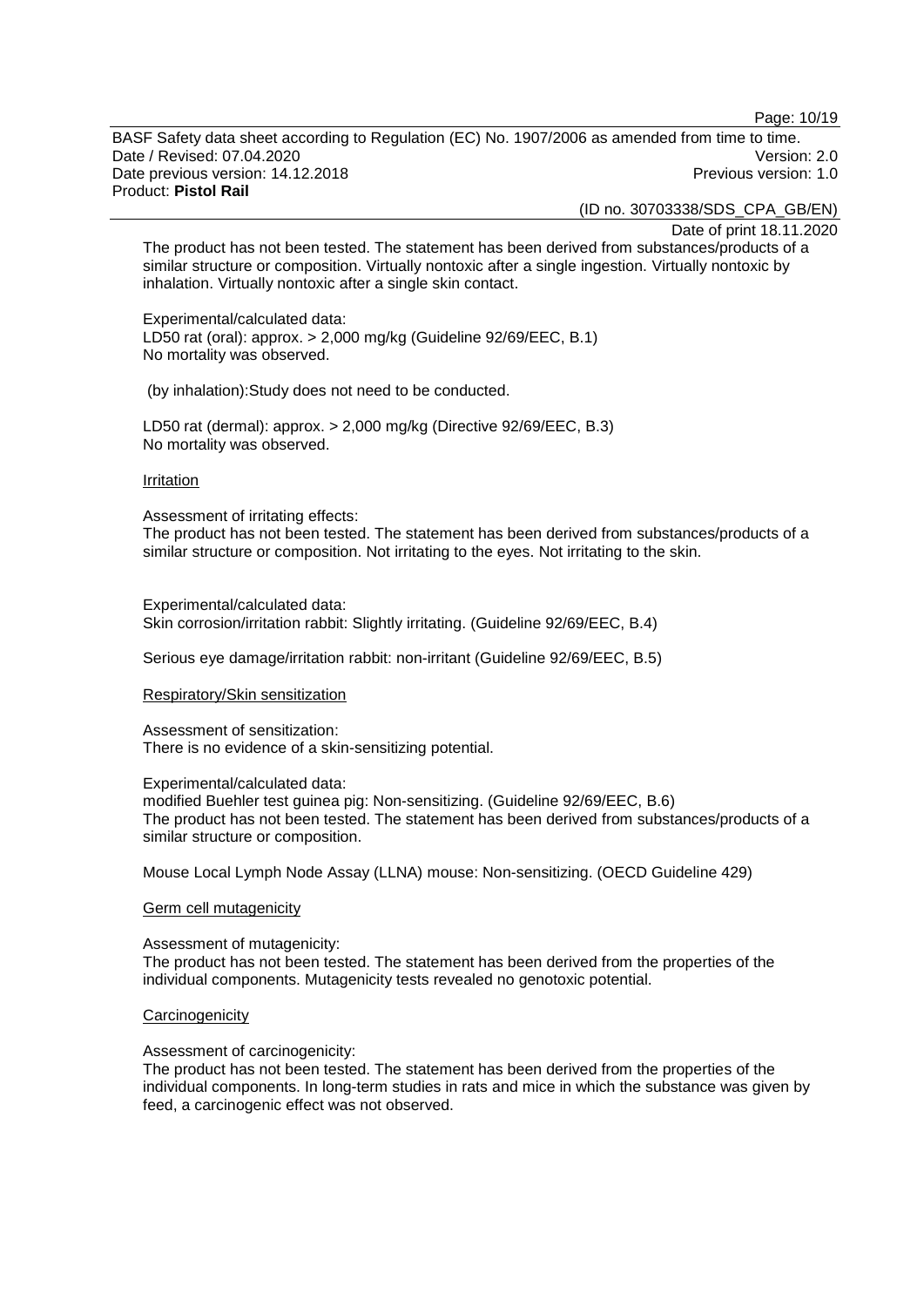The product has not been tested. The statement has been derived from substances/products of a similar structure or composition. Virtually nontoxic after a single ingestion. Virtually nontoxic by inhalation. Virtually nontoxic after a single skin contact.

Experimental/calculated data:
LD50 rat (oral): approx. > 2,000 mg/kg (Guideline 92/69/EEC, B.1)
No mortality was observed.

(by inhalation):Study does not need to be conducted.

LD50 rat (dermal): approx. > 2,000 mg/kg (Directive 92/69/EEC, B.3)
No mortality was observed.

Irritation

Assessment of irritating effects:
The product has not been tested. The statement has been derived from substances/products of a similar structure or composition. Not irritating to the eyes. Not irritating to the skin.

Experimental/calculated data:
Skin corrosion/irritation rabbit: Slightly irritating. (Guideline 92/69/EEC, B.4)

Serious eye damage/irritation rabbit: non-irritant (Guideline 92/69/EEC, B.5)

Respiratory/Skin sensitization

Assessment of sensitization:
There is no evidence of a skin-sensitizing potential.

Experimental/calculated data:
modified Buehler test guinea pig: Non-sensitizing. (Guideline 92/69/EEC, B.6)
The product has not been tested. The statement has been derived from substances/products of a similar structure or composition.

Mouse Local Lymph Node Assay (LLNA) mouse: Non-sensitizing. (OECD Guideline 429)

Germ cell mutagenicity

Assessment of mutagenicity:
The product has not been tested. The statement has been derived from the properties of the individual components. Mutagenicity tests revealed no genotoxic potential.

Carcinogenicity

Assessment of carcinogenicity:
The product has not been tested. The statement has been derived from the properties of the individual components. In long-term studies in rats and mice in which the substance was given by feed, a carcinogenic effect was not observed.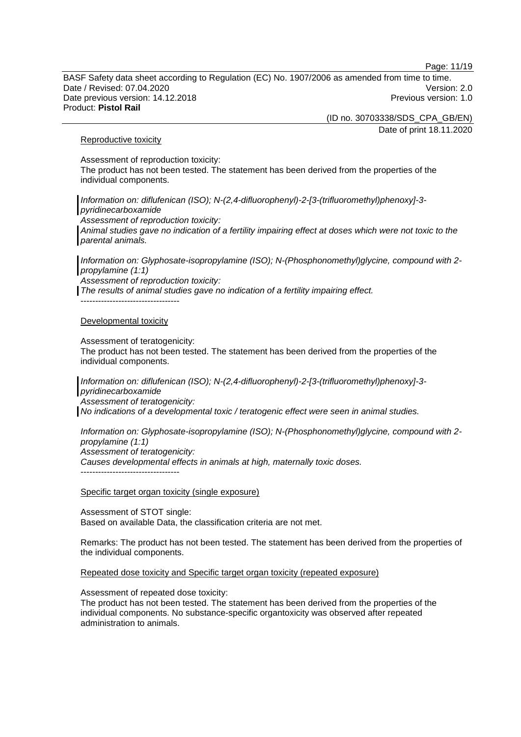Reproductive toxicity

Assessment of reproduction toxicity:
The product has not been tested. The statement has been derived from the properties of the individual components.

*Information on: diflufenican (ISO); N-(2,4-difluorophenyl)-2-[3-(trifluoromethyl)phenoxy]-3-pyridinecarboxamide*
*Assessment of reproduction toxicity:*
*Animal studies gave no indication of a fertility impairing effect at doses which were not toxic to the parental animals.*

*Information on: Glyphosate-isopropylamine (ISO); N-(Phosphonomethyl)glycine, compound with 2-propylamine (1:1)*
*Assessment of reproduction toxicity:*
*The results of animal studies gave no indication of a fertility impairing effect.*
----------------------------------

Developmental toxicity

Assessment of teratogenicity:
The product has not been tested. The statement has been derived from the properties of the individual components.

*Information on: diflufenican (ISO); N-(2,4-difluorophenyl)-2-[3-(trifluoromethyl)phenoxy]-3-pyridinecarboxamide*
*Assessment of teratogenicity:*
*No indications of a developmental toxic / teratogenic effect were seen in animal studies.*

*Information on: Glyphosate-isopropylamine (ISO); N-(Phosphonomethyl)glycine, compound with 2-propylamine (1:1)*
*Assessment of teratogenicity:*
*Causes developmental effects in animals at high, maternally toxic doses.*
----------------------------------

Specific target organ toxicity (single exposure)

Assessment of STOT single:
Based on available Data, the classification criteria are not met.

Remarks: The product has not been tested. The statement has been derived from the properties of the individual components.

Repeated dose toxicity and Specific target organ toxicity (repeated exposure)

Assessment of repeated dose toxicity:
The product has not been tested. The statement has been derived from the properties of the individual components. No substance-specific organtoxicity was observed after repeated administration to animals.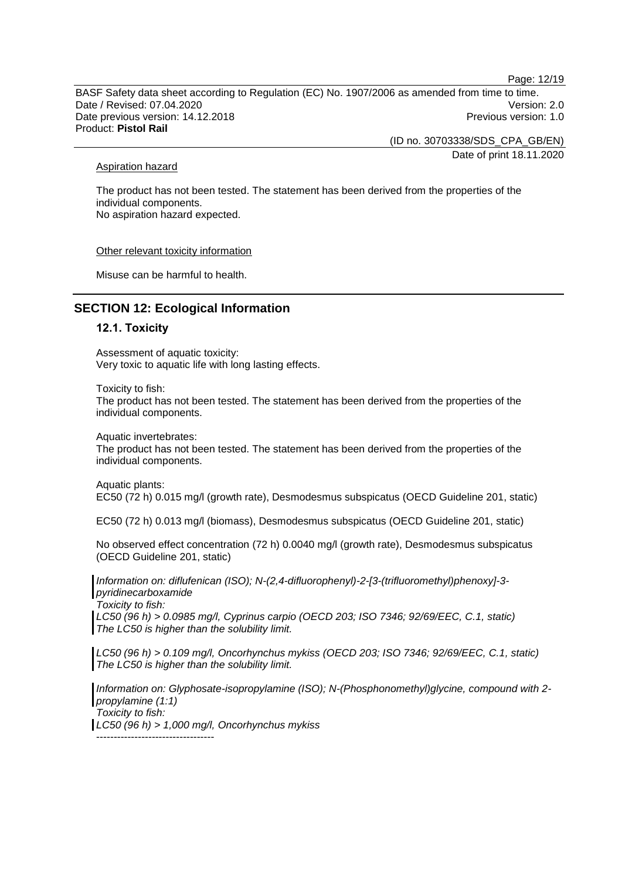Aspiration hazard

The product has not been tested. The statement has been derived from the properties of the individual components.
No aspiration hazard expected.

Other relevant toxicity information

Misuse can be harmful to health.

## SECTION 12: Ecological Information

### 12.1. Toxicity

Assessment of aquatic toxicity:
Very toxic to aquatic life with long lasting effects.

Toxicity to fish:
The product has not been tested. The statement has been derived from the properties of the individual components.

Aquatic invertebrates:
The product has not been tested. The statement has been derived from the properties of the individual components.

Aquatic plants:
EC50 (72 h) 0.015 mg/l (growth rate), Desmodesmus subspicatus (OECD Guideline 201, static)

EC50 (72 h) 0.013 mg/l (biomass), Desmodesmus subspicatus (OECD Guideline 201, static)

No observed effect concentration (72 h) 0.0040 mg/l (growth rate), Desmodesmus subspicatus (OECD Guideline 201, static)

*Information on: diflufenican (ISO); N-(2,4-difluorophenyl)-2-[3-(trifluoromethyl)phenoxy]-3-pyridinecarboxamide*
*Toxicity to fish:*
*LC50 (96 h) > 0.0985 mg/l, Cyprinus carpio (OECD 203; ISO 7346; 92/69/EEC, C.1, static)*
*The LC50 is higher than the solubility limit.*

*LC50 (96 h) > 0.109 mg/l, Oncorhynchus mykiss (OECD 203; ISO 7346; 92/69/EEC, C.1, static)*
*The LC50 is higher than the solubility limit.*

*Information on: Glyphosate-isopropylamine (ISO); N-(Phosphonomethyl)glycine, compound with 2-propylamine (1:1)*
*Toxicity to fish:*
*LC50 (96 h) > 1,000 mg/l, Oncorhynchus mykiss*
----------------------------------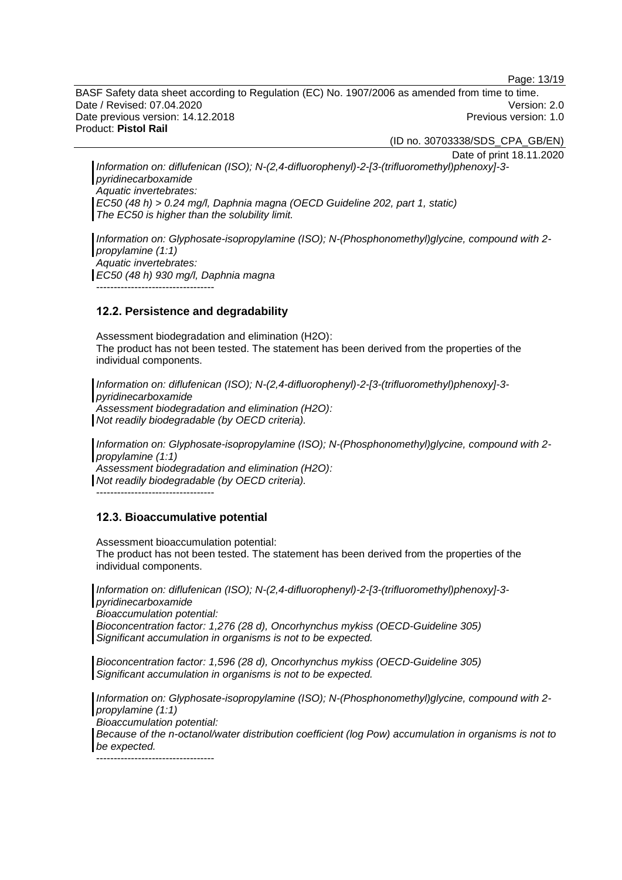*Information on: diflufenican (ISO); N-(2,4-difluorophenyl)-2-[3-(trifluoromethyl)phenoxy]-3-pyridinecarboxamide*
*Aquatic invertebrates:*
*EC50 (48 h) > 0.24 mg/l, Daphnia magna (OECD Guideline 202, part 1, static)*
*The EC50 is higher than the solubility limit.*

*Information on: Glyphosate-isopropylamine (ISO); N-(Phosphonomethyl)glycine, compound with 2-propylamine (1:1)*
*Aquatic invertebrates:*
*EC50 (48 h) 930 mg/l, Daphnia magna*
----------------------------------

### 12.2. Persistence and degradability

Assessment biodegradation and elimination ($H_2O$):
The product has not been tested. The statement has been derived from the properties of the individual components.

*Information on: diflufenican (ISO); N-(2,4-difluorophenyl)-2-[3-(trifluoromethyl)phenoxy]-3-pyridinecarboxamide*
*Assessment biodegradation and elimination ($H_2O$):*
*Not readily biodegradable (by OECD criteria).*

*Information on: Glyphosate-isopropylamine (ISO); N-(Phosphonomethyl)glycine, compound with 2-propylamine (1:1)*
*Assessment biodegradation and elimination ($H_2O$):*
*Not readily biodegradable (by OECD criteria).*
----------------------------------

### 12.3. Bioaccumulative potential

Assessment bioaccumulation potential:
The product has not been tested. The statement has been derived from the properties of the individual components.

*Information on: diflufenican (ISO); N-(2,4-difluorophenyl)-2-[3-(trifluoromethyl)phenoxy]-3-pyridinecarboxamide*
*Bioaccumulation potential:*
*Bioconcentration factor: 1,276 (28 d), Oncorhynchus mykiss (OECD-Guideline 305)*
*Significant accumulation in organisms is not to be expected.*

*Bioconcentration factor: 1,596 (28 d), Oncorhynchus mykiss (OECD-Guideline 305)*
*Significant accumulation in organisms is not to be expected.*

*Information on: Glyphosate-isopropylamine (ISO); N-(Phosphonomethyl)glycine, compound with 2-propylamine (1:1)*
*Bioaccumulation potential:*
*Because of the n-octanol/water distribution coefficient (log Pow) accumulation in organisms is not to be expected.*
----------------------------------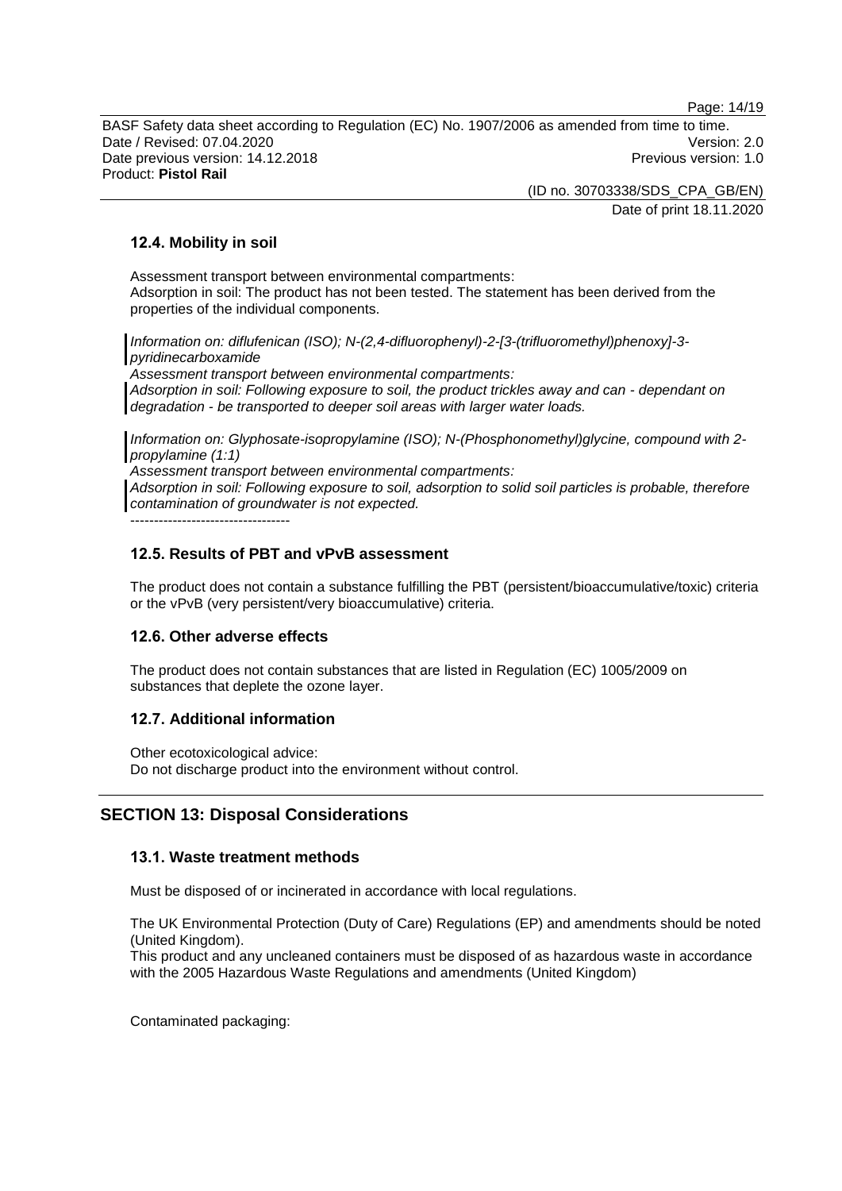### 12.4. Mobility in soil

Assessment transport between environmental compartments:
Adsorption in soil: The product has not been tested. The statement has been derived from the properties of the individual components.

*Information on: diflufenican (ISO); N-(2,4-difluorophenyl)-2-[3-(trifluoromethyl)phenoxy]-3-pyridinecarboxamide*
*Assessment transport between environmental compartments:*
*Adsorption in soil: Following exposure to soil, the product trickles away and can - dependant on degradation - be transported to deeper soil areas with larger water loads.*

*Information on: Glyphosate-isopropylamine (ISO); N-(Phosphonomethyl)glycine, compound with 2-propylamine (1:1)*
*Assessment transport between environmental compartments:*
*Adsorption in soil: Following exposure to soil, adsorption to solid soil particles is probable, therefore contamination of groundwater is not expected.*

----------------------------------

### 12.5. Results of PBT and vPvB assessment

The product does not contain a substance fulfilling the PBT (persistent/bioaccumulative/toxic) criteria or the vPvB (very persistent/very bioaccumulative) criteria.

### 12.6. Other adverse effects

The product does not contain substances that are listed in Regulation (EC) 1005/2009 on substances that deplete the ozone layer.

### 12.7. Additional information

Other ecotoxicological advice:
Do not discharge product into the environment without control.

## SECTION 13: Disposal Considerations

### 13.1. Waste treatment methods

Must be disposed of or incinerated in accordance with local regulations.

The UK Environmental Protection (Duty of Care) Regulations (EP) and amendments should be noted (United Kingdom).
This product and any uncleaned containers must be disposed of as hazardous waste in accordance with the 2005 Hazardous Waste Regulations and amendments (United Kingdom)

Contaminated packaging: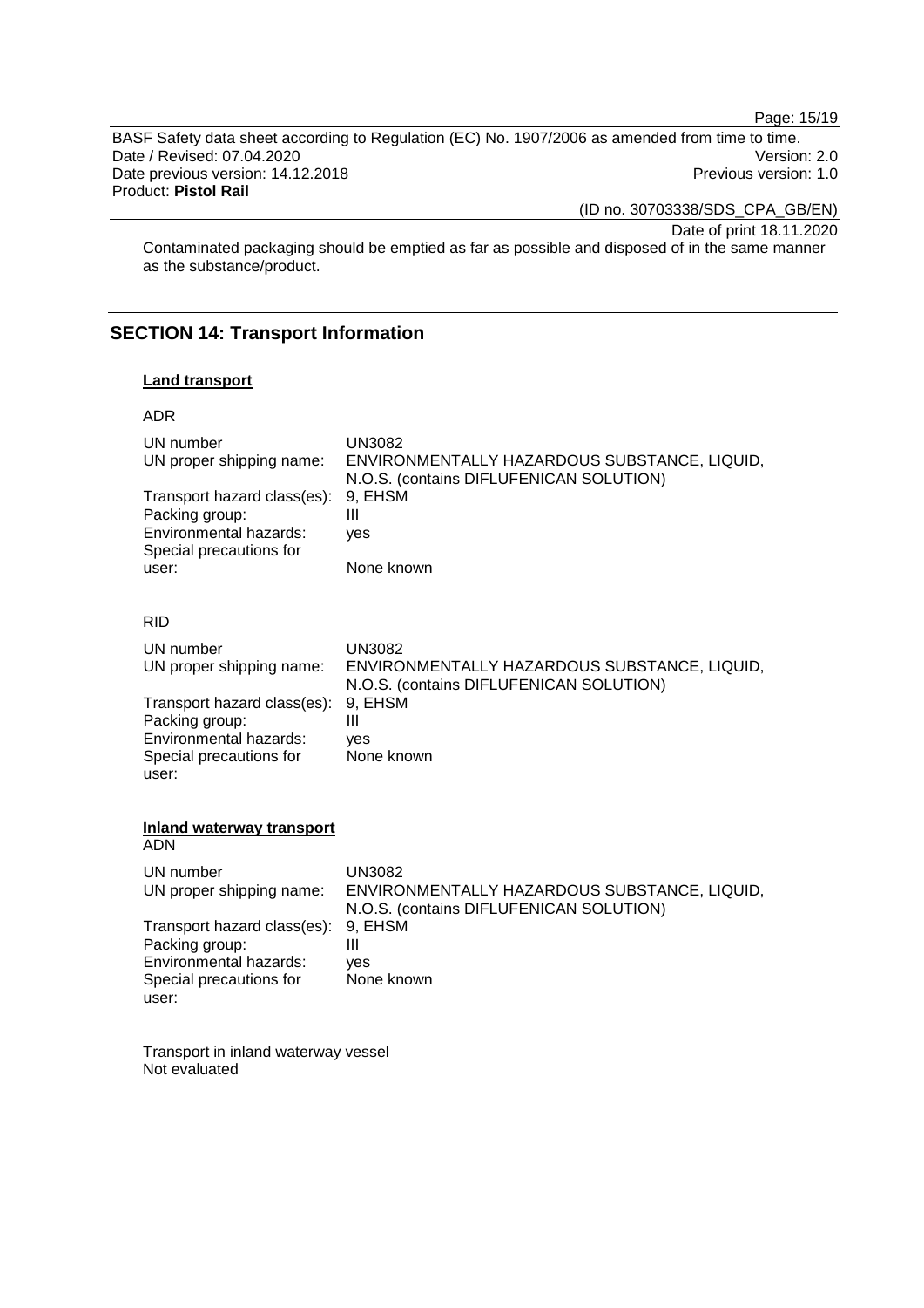Contaminated packaging should be emptied as far as possible and disposed of in the same manner as the substance/product.

## SECTION 14: Transport Information

**Land transport**

ADR

| | |
|---|---|
| UN number | UN3082 |
| UN proper shipping name: | ENVIRONMENTALLY HAZARDOUS SUBSTANCE, LIQUID, N.O.S. (contains DIFLUFENICAN SOLUTION) |
| Transport hazard class(es): | 9, EHSM |
| Packing group: | III |
| Environmental hazards: | yes |
| Special precautions for user: | None known |

RID

| | |
|---|---|
| UN number | UN3082 |
| UN proper shipping name: | ENVIRONMENTALLY HAZARDOUS SUBSTANCE, LIQUID, N.O.S. (contains DIFLUFENICAN SOLUTION) |
| Transport hazard class(es): | 9, EHSM |
| Packing group: | III |
| Environmental hazards: | yes |
| Special precautions for user: | None known |

**Inland waterway transport**

ADN

| | |
|---|---|
| UN number | UN3082 |
| UN proper shipping name: | ENVIRONMENTALLY HAZARDOUS SUBSTANCE, LIQUID, N.O.S. (contains DIFLUFENICAN SOLUTION) |
| Transport hazard class(es): | 9, EHSM |
| Packing group: | III |
| Environmental hazards: | yes |
| Special precautions for user: | None known |

Transport in inland waterway vessel

Not evaluated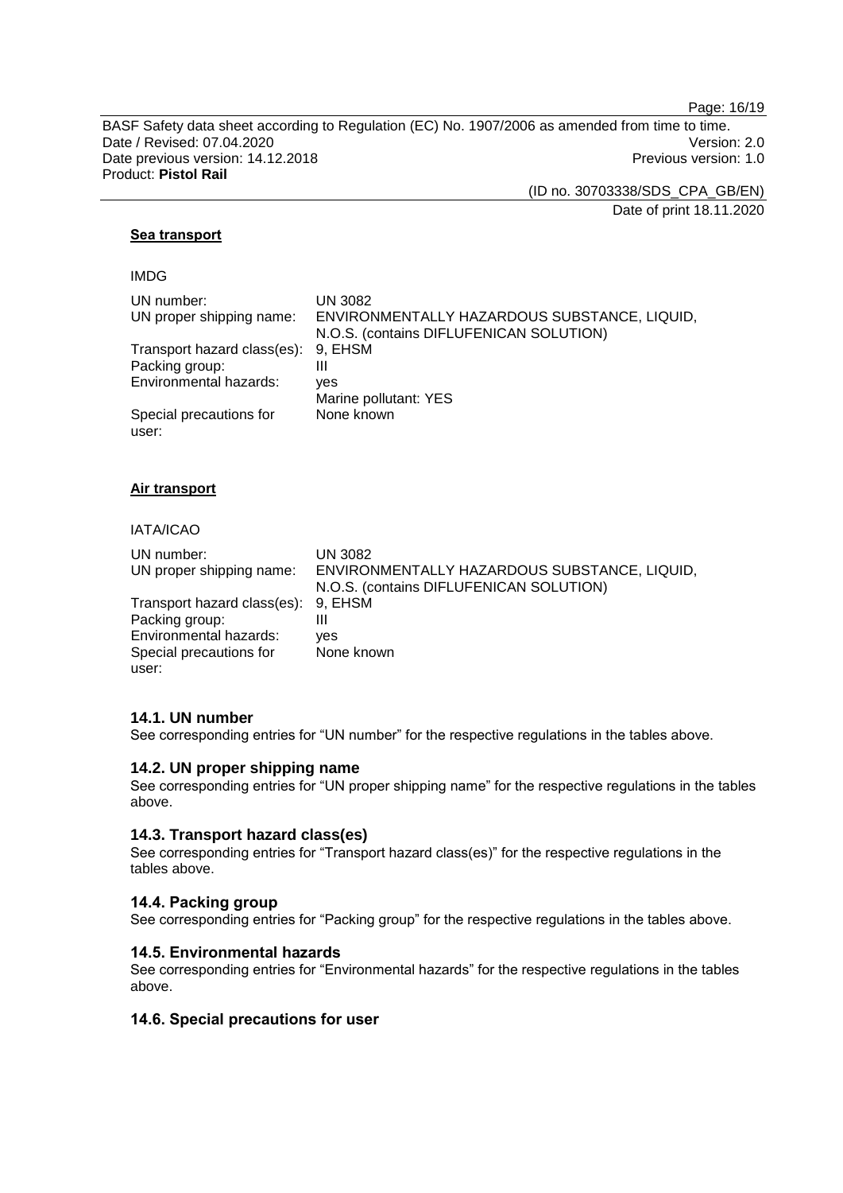**Sea transport**

IMDG

| | |
|---|---|
| UN number: | UN 3082 |
| UN proper shipping name: | ENVIRONMENTALLY HAZARDOUS SUBSTANCE, LIQUID, N.O.S. (contains DIFLUFENICAN SOLUTION) |
| Transport hazard class(es): | 9, EHSM |
| Packing group: | III |
| Environmental hazards: | yes<br>Marine pollutant: YES |
| Special precautions for user: | None known |

**Air transport**

IATA/ICAO

| | |
|---|---|
| UN number: | UN 3082 |
| UN proper shipping name: | ENVIRONMENTALLY HAZARDOUS SUBSTANCE, LIQUID, N.O.S. (contains DIFLUFENICAN SOLUTION) |
| Transport hazard class(es): | 9, EHSM |
| Packing group: | III |
| Environmental hazards: | yes |
| Special precautions for user: | None known |

### 14.1. UN number

See corresponding entries for “UN number” for the respective regulations in the tables above.

### 14.2. UN proper shipping name

See corresponding entries for “UN proper shipping name” for the respective regulations in the tables above.

### 14.3. Transport hazard class(es)

See corresponding entries for “Transport hazard class(es)” for the respective regulations in the tables above.

### 14.4. Packing group

See corresponding entries for “Packing group” for the respective regulations in the tables above.

### 14.5. Environmental hazards

See corresponding entries for “Environmental hazards” for the respective regulations in the tables above.

### 14.6. Special precautions for user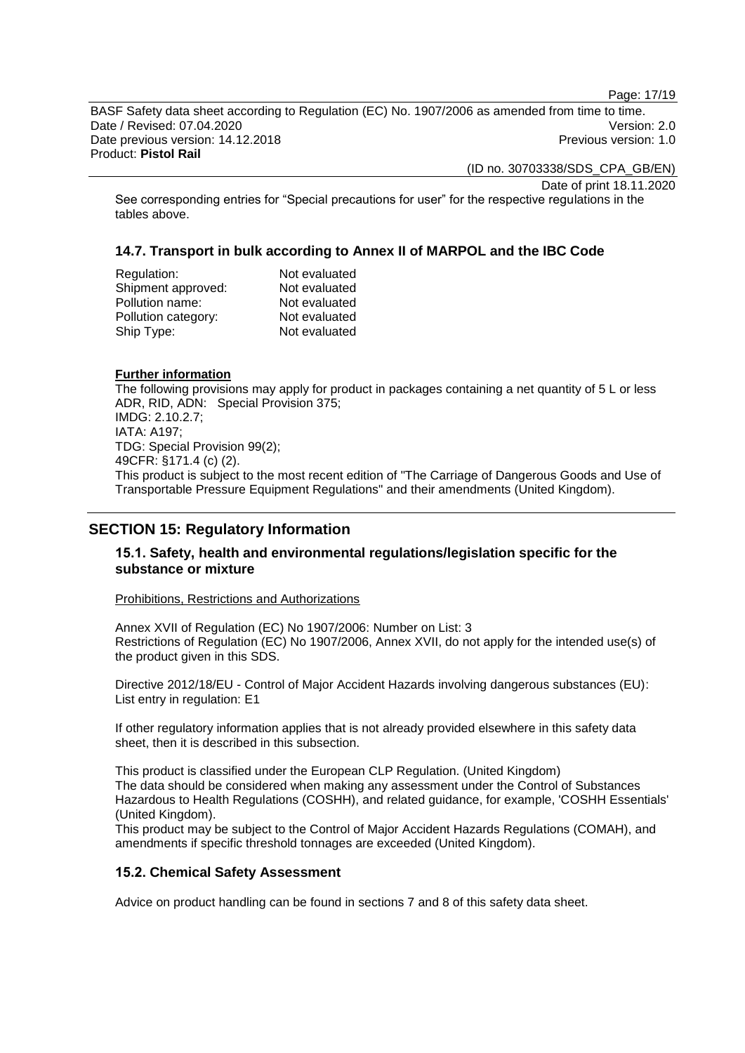See corresponding entries for “Special precautions for user” for the respective regulations in the tables above.

### 14.7. Transport in bulk according to Annex II of MARPOL and the IBC Code

| | |
|---|---|
| Regulation: | Not evaluated |
| Shipment approved: | Not evaluated |
| Pollution name: | Not evaluated |
| Pollution category: | Not evaluated |
| Ship Type: | Not evaluated |

**Further information**

The following provisions may apply for product in packages containing a net quantity of 5 L or less
ADR, RID, ADN: Special Provision 375;
IMDG: 2.10.2.7;
IATA: A197;
TDG: Special Provision 99(2);
49CFR: §171.4 (c) (2).
This product is subject to the most recent edition of "The Carriage of Dangerous Goods and Use of Transportable Pressure Equipment Regulations" and their amendments (United Kingdom).

## SECTION 15: Regulatory Information

### 15.1. Safety, health and environmental regulations/legislation specific for the substance or mixture

Prohibitions, Restrictions and Authorizations

Annex XVII of Regulation (EC) No 1907/2006: Number on List: 3
Restrictions of Regulation (EC) No 1907/2006, Annex XVII, do not apply for the intended use(s) of the product given in this SDS.

Directive 2012/18/EU - Control of Major Accident Hazards involving dangerous substances (EU): List entry in regulation: E1

If other regulatory information applies that is not already provided elsewhere in this safety data sheet, then it is described in this subsection.

This product is classified under the European CLP Regulation. (United Kingdom)
The data should be considered when making any assessment under the Control of Substances Hazardous to Health Regulations (COSHH), and related guidance, for example, 'COSHH Essentials' (United Kingdom).
This product may be subject to the Control of Major Accident Hazards Regulations (COMAH), and amendments if specific threshold tonnages are exceeded (United Kingdom).

### 15.2. Chemical Safety Assessment

Advice on product handling can be found in sections 7 and 8 of this safety data sheet.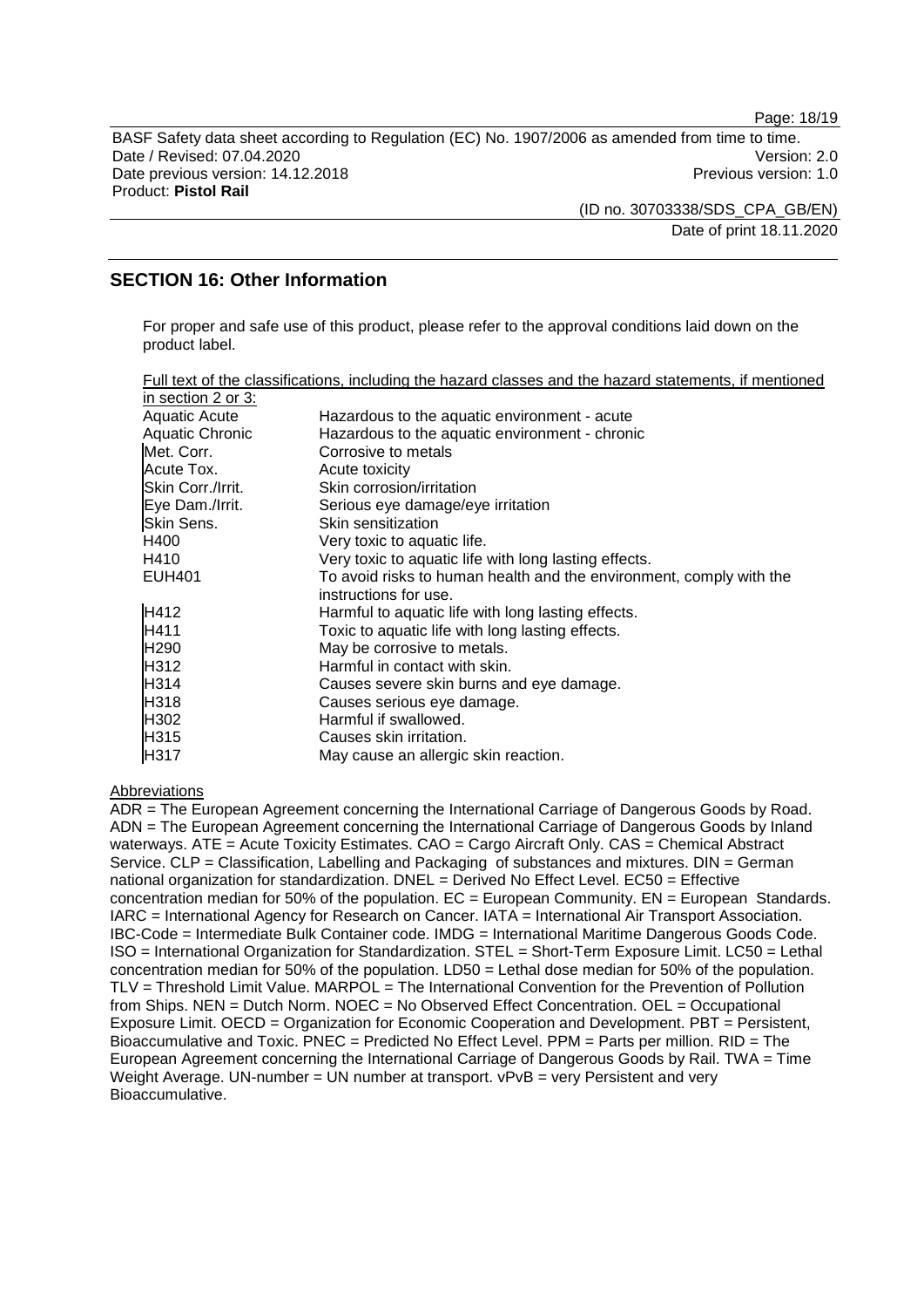## SECTION 16: Other Information

For proper and safe use of this product, please refer to the approval conditions laid down on the product label.

Full text of the classifications, including the hazard classes and the hazard statements, if mentioned in section 2 or 3:

| | |
|---|---|
| Aquatic Acute | Hazardous to the aquatic environment - acute |
| Aquatic Chronic | Hazardous to the aquatic environment - chronic |
| Met. Corr. | Corrosive to metals |
| Acute Tox. | Acute toxicity |
| Skin Corr./Irrit. | Skin corrosion/irritation |
| Eye Dam./Irrit. | Serious eye damage/eye irritation |
| Skin Sens. | Skin sensitization |
| H400 | Very toxic to aquatic life. |
| H410 | Very toxic to aquatic life with long lasting effects. |
| EUH401 | To avoid risks to human health and the environment, comply with the instructions for use. |
| H412 | Harmful to aquatic life with long lasting effects. |
| H411 | Toxic to aquatic life with long lasting effects. |
| H290 | May be corrosive to metals. |
| H312 | Harmful in contact with skin. |
| H314 | Causes severe skin burns and eye damage. |
| H318 | Causes serious eye damage. |
| H302 | Harmful if swallowed. |
| H315 | Causes skin irritation. |
| H317 | May cause an allergic skin reaction. |

Abbreviations

ADR = The European Agreement concerning the International Carriage of Dangerous Goods by Road. ADN = The European Agreement concerning the International Carriage of Dangerous Goods by Inland waterways. ATE = Acute Toxicity Estimates. CAO = Cargo Aircraft Only. CAS = Chemical Abstract Service. CLP = Classification, Labelling and Packaging of substances and mixtures. DIN = German national organization for standardization. DNEL = Derived No Effect Level. EC50 = Effective concentration median for 50% of the population. EC = European Community. EN = European Standards. IARC = International Agency for Research on Cancer. IATA = International Air Transport Association. IBC-Code = Intermediate Bulk Container code. IMDG = International Maritime Dangerous Goods Code. ISO = International Organization for Standardization. STEL = Short-Term Exposure Limit. LC50 = Lethal concentration median for 50% of the population. LD50 = Lethal dose median for 50% of the population. TLV = Threshold Limit Value. MARPOL = The International Convention for the Prevention of Pollution from Ships. NEN = Dutch Norm. NOEC = No Observed Effect Concentration. OEL = Occupational Exposure Limit. OECD = Organization for Economic Cooperation and Development. PBT = Persistent, Bioaccumulative and Toxic. PNEC = Predicted No Effect Level. PPM = Parts per million. RID = The European Agreement concerning the International Carriage of Dangerous Goods by Rail. TWA = Time Weight Average. UN-number = UN number at transport. vPvB = very Persistent and very Bioaccumulative.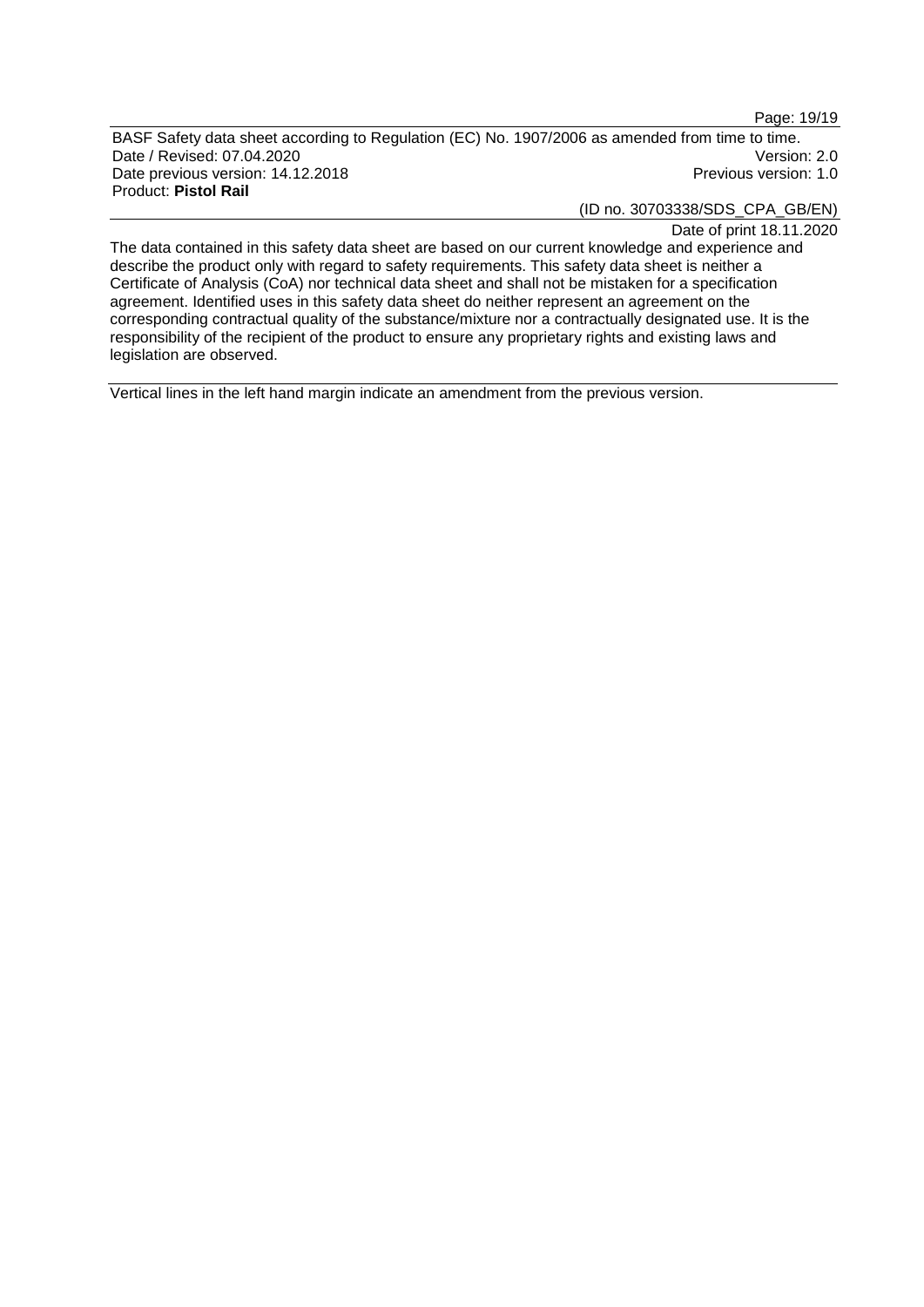The data contained in this safety data sheet are based on our current knowledge and experience and describe the product only with regard to safety requirements. This safety data sheet is neither a Certificate of Analysis (CoA) nor technical data sheet and shall not be mistaken for a specification agreement. Identified uses in this safety data sheet do neither represent an agreement on the corresponding contractual quality of the substance/mixture nor a contractually designated use. It is the responsibility of the recipient of the product to ensure any proprietary rights and existing laws and legislation are observed.

---

Vertical lines in the left hand margin indicate an amendment from the previous version.